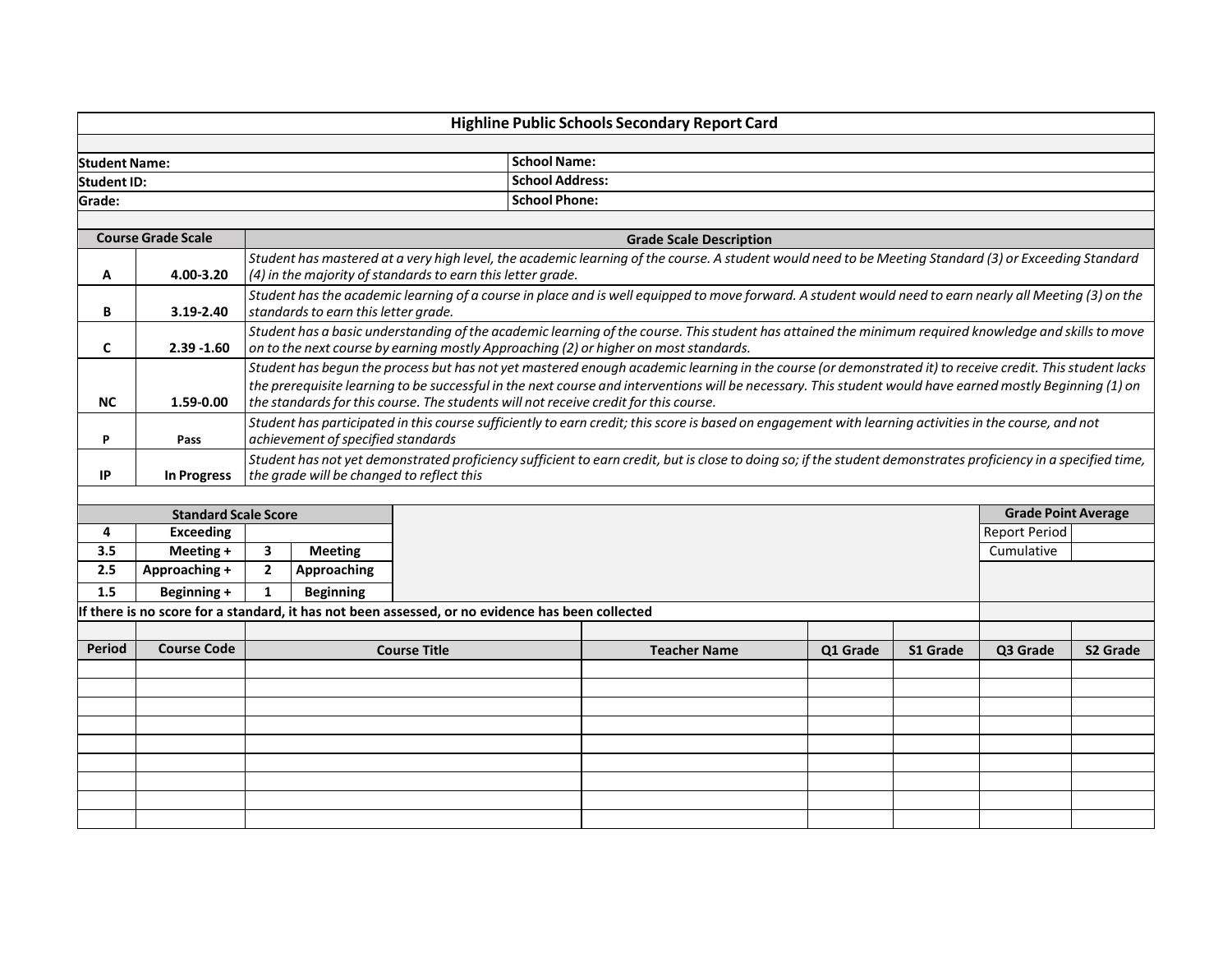# Highline Public Schools Secondary Report Card

| | |
|---|---|
| **Student Name:** | **School Name:** |
| **Student ID:** | **School Address:** |
| **Grade:** | **School Phone:** |

| Course Grade Scale | | Grade Scale Description |
|---|---|---|
| **A** | **4.00-3.20** | *Student has mastered at a very high level, the academic learning of the course. A student would need to be Meeting Standard (3) or Exceeding Standard (4) in the majority of standards to earn this letter grade.* |
| **B** | **3.19-2.40** | *Student has the academic learning of a course in place and is well equipped to move forward. A student would need to earn nearly all Meeting (3) on the standards to earn this letter grade.* |
| **C** | **2.39 -1.60** | *Student has a basic understanding of the academic learning of the course. This student has attained the minimum required knowledge and skills to move on to the next course by earning mostly Approaching (2) or higher on most standards.* |
| **NC** | **1.59-0.00** | *Student has begun the process but has not yet mastered enough academic learning in the course (or demonstrated it) to receive credit. This student lacks the prerequisite learning to be successful in the next course and interventions will be necessary. This student would have earned mostly Beginning (1) on the standards for this course. The students will not receive credit for this course.* |
| **P** | **Pass** | *Student has participated in this course sufficiently to earn credit; this score is based on engagement with learning activities in the course, and not achievement of specified standards* |
| **IP** | **In Progress** | *Student has not yet demonstrated proficiency sufficient to earn credit, but is close to doing so; if the student demonstrates proficiency in a specified time, the grade will be changed to reflect this* |

| Standard Scale Score | | | |
|---|---|---|---|
| **4** | **Exceeding** | | |
| **3.5** | **Meeting +** | **3** | **Meeting** |
| **2.5** | **Approaching +** | **2** | **Approaching** |
| **1.5** | **Beginning +** | **1** | **Beginning** |

| Grade Point Average | |
|---|---|
| Report Period | |
| Cumulative | |

**If there is no score for a standard, it has not been assessed, or no evidence has been collected**

| Period | Course Code | Course Title | Teacher Name | Q1 Grade | S1 Grade | Q3 Grade | S2 Grade |
|---|---|---|---|---|---|---|---|
| | | | | | | | |
| | | | | | | | |
| | | | | | | | |
| | | | | | | | |
| | | | | | | | |
| | | | | | | | |
| | | | | | | | |
| | | | | | | | |
| | | | | | | | |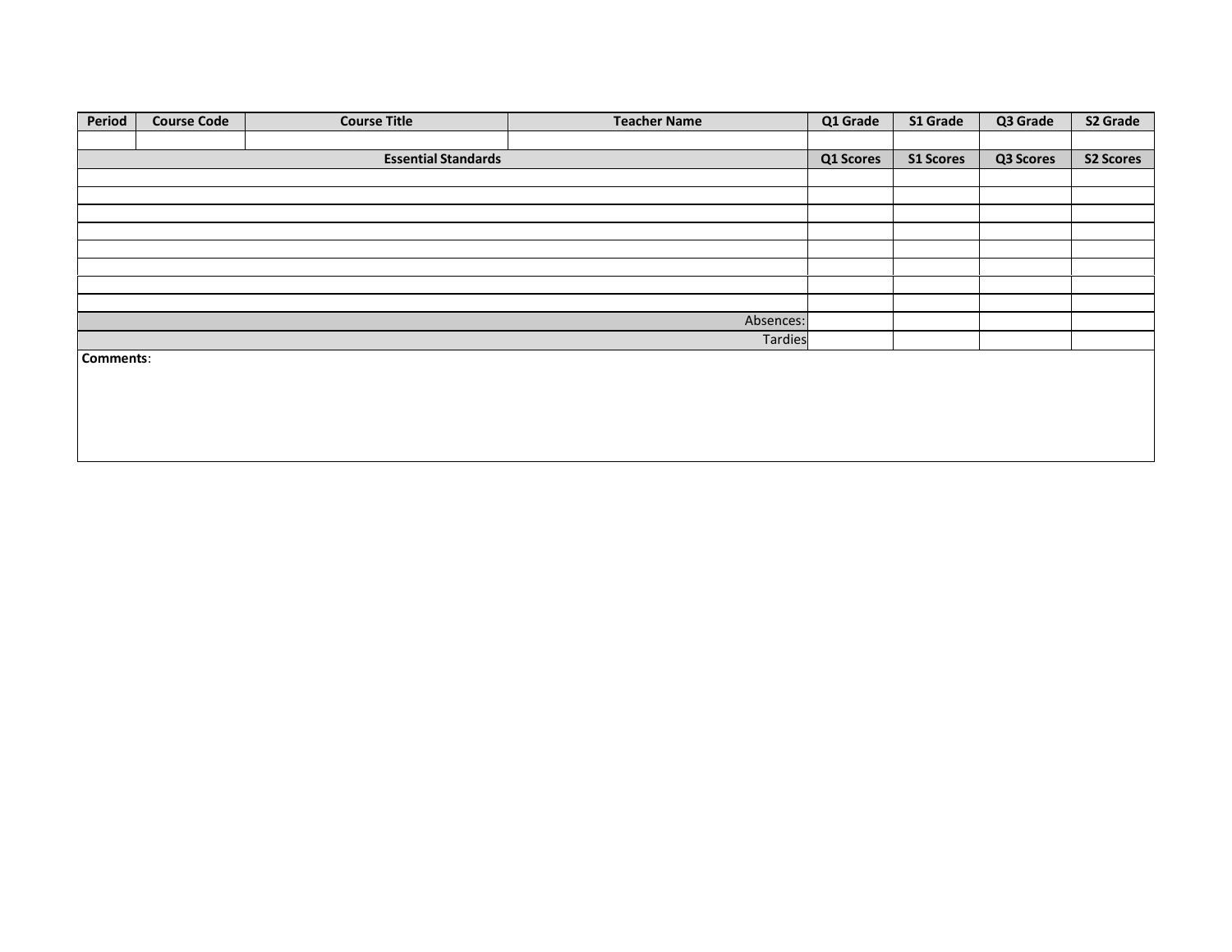| Period | Course Code | Course Title | Teacher Name | Q1 Grade | S1 Grade | Q3 Grade | S2 Grade |
|---|---|---|---|---|---|---|---|
| | | | | | | | |
| Essential Standards | | | | Q1 Scores | S1 Scores | Q3 Scores | S2 Scores |
| | | | | | | | |
| | | | | | | | |
| | | | | | | | |
| | | | | | | | |
| | | | | | | | |
| | | | | | | | |
| | | | | | | | |
| | | | | | | | |
| | | | Absences: | | | | |
| | | | Tardies | | | | |

**Comments**: